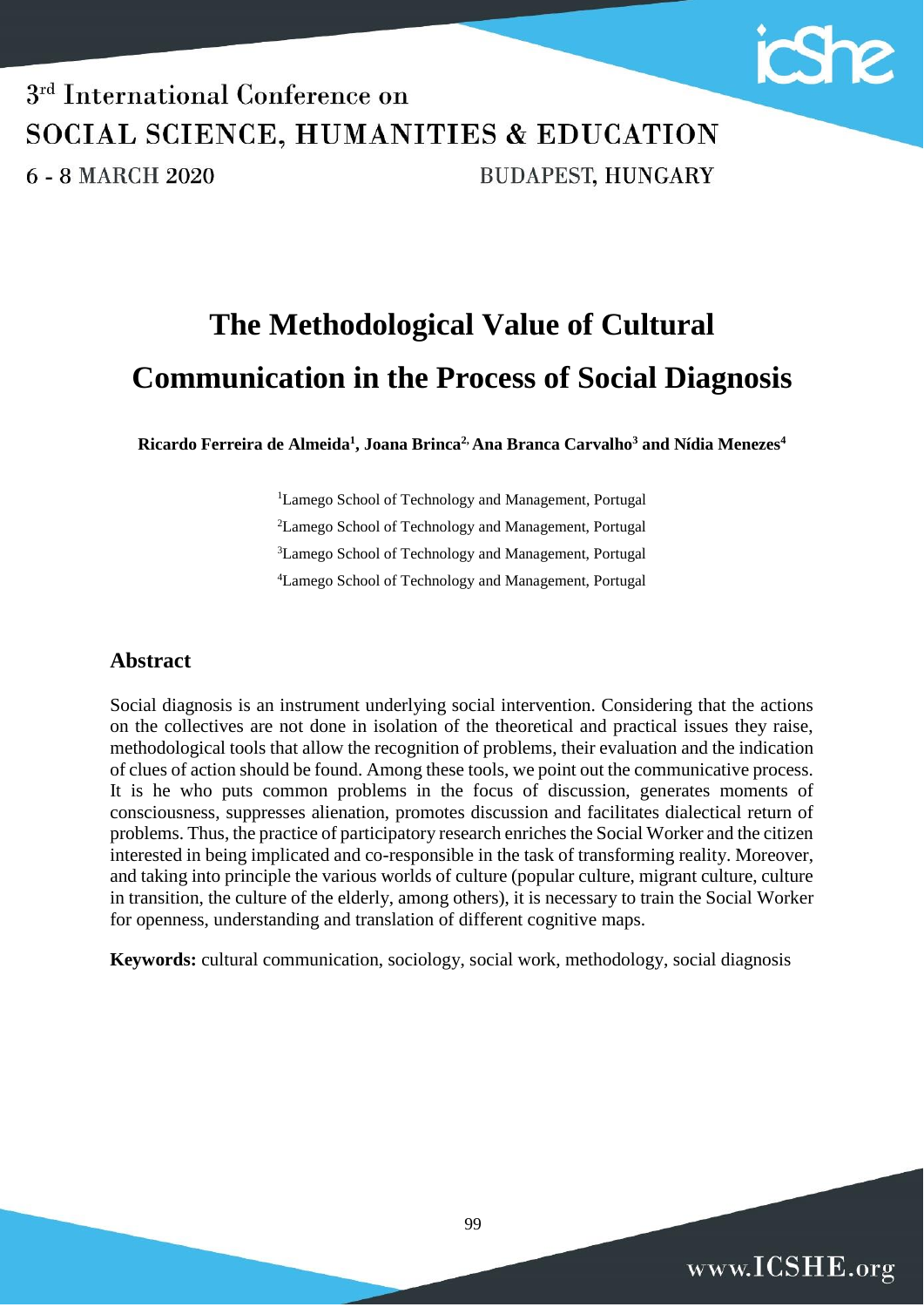# The Methodological Value of Cultural Communication in the Process of Social Diagnosis

**Ricardo Ferreira de Almeida[1], Joana Brinca[2], Ana Branca Carvalho[3] and Nídia Menezes[4]**

[1]Lamego School of Technology and Management, Portugal

[2]Lamego School of Technology and Management, Portugal

[3]Lamego School of Technology and Management, Portugal

[4]Lamego School of Technology and Management, Portugal

## Abstract

Social diagnosis is an instrument underlying social intervention. Considering that the actions on the collectives are not done in isolation of the theoretical and practical issues they raise, methodological tools that allow the recognition of problems, their evaluation and the indication of clues of action should be found. Among these tools, we point out the communicative process. It is he who puts common problems in the focus of discussion, generates moments of consciousness, suppresses alienation, promotes discussion and facilitates dialectical return of problems. Thus, the practice of participatory research enriches the Social Worker and the citizen interested in being implicated and co-responsible in the task of transforming reality. Moreover, and taking into principle the various worlds of culture (popular culture, migrant culture, culture in transition, the culture of the elderly, among others), it is necessary to train the Social Worker for openness, understanding and translation of different cognitive maps.

**Keywords:** cultural communication, sociology, social work, methodology, social diagnosis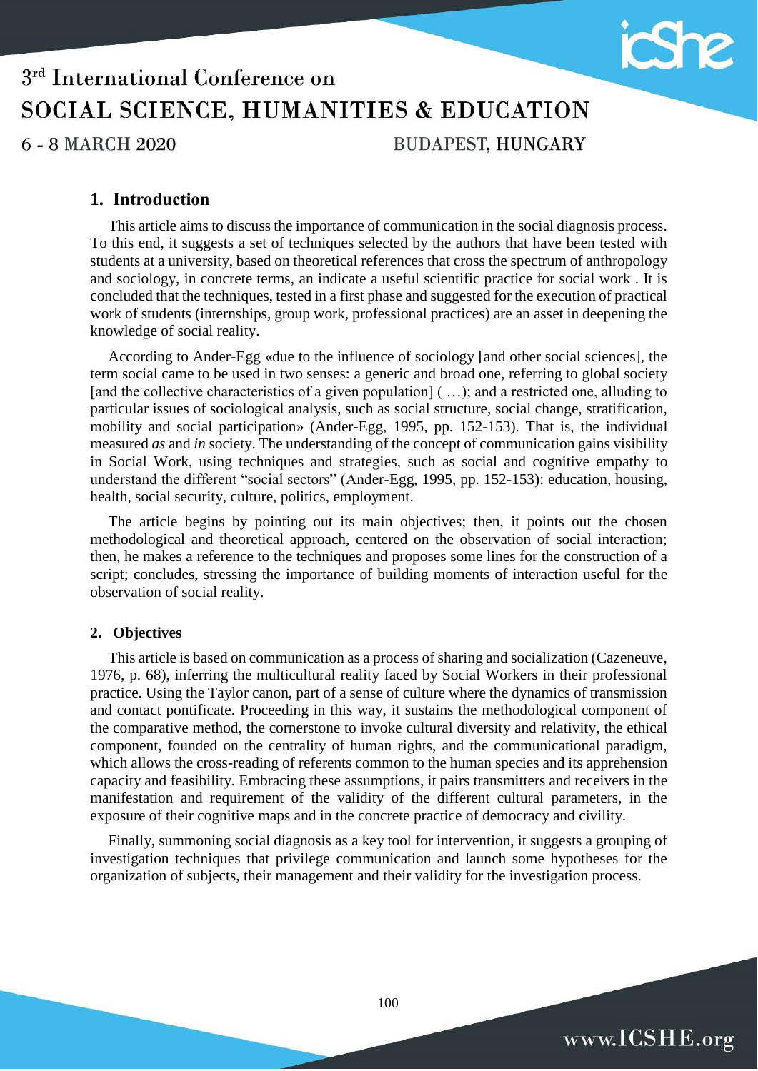## 1. Introduction

This article aims to discuss the importance of communication in the social diagnosis process. To this end, it suggests a set of techniques selected by the authors that have been tested with students at a university, based on theoretical references that cross the spectrum of anthropology and sociology, in concrete terms, an indicate a useful scientific practice for social work . It is concluded that the techniques, tested in a first phase and suggested for the execution of practical work of students (internships, group work, professional practices) are an asset in deepening the knowledge of social reality.

According to Ander-Egg «due to the influence of sociology [and other social sciences], the term social came to be used in two senses: a generic and broad one, referring to global society [and the collective characteristics of a given population] ( …); and a restricted one, alluding to particular issues of sociological analysis, such as social structure, social change, stratification, mobility and social participation» (Ander-Egg, 1995, pp. 152-153). That is, the individual measured *as* and *in* society. The understanding of the concept of communication gains visibility in Social Work, using techniques and strategies, such as social and cognitive empathy to understand the different "social sectors" (Ander-Egg, 1995, pp. 152-153): education, housing, health, social security, culture, politics, employment.

The article begins by pointing out its main objectives; then, it points out the chosen methodological and theoretical approach, centered on the observation of social interaction; then, he makes a reference to the techniques and proposes some lines for the construction of a script; concludes, stressing the importance of building moments of interaction useful for the observation of social reality.

## 2. Objectives

This article is based on communication as a process of sharing and socialization (Cazeneuve, 1976, p. 68), inferring the multicultural reality faced by Social Workers in their professional practice. Using the Taylor canon, part of a sense of culture where the dynamics of transmission and contact pontificate. Proceeding in this way, it sustains the methodological component of the comparative method, the cornerstone to invoke cultural diversity and relativity, the ethical component, founded on the centrality of human rights, and the communicational paradigm, which allows the cross-reading of referents common to the human species and its apprehension capacity and feasibility. Embracing these assumptions, it pairs transmitters and receivers in the manifestation and requirement of the validity of the different cultural parameters, in the exposure of their cognitive maps and in the concrete practice of democracy and civility.

Finally, summoning social diagnosis as a key tool for intervention, it suggests a grouping of investigation techniques that privilege communication and launch some hypotheses for the organization of subjects, their management and their validity for the investigation process.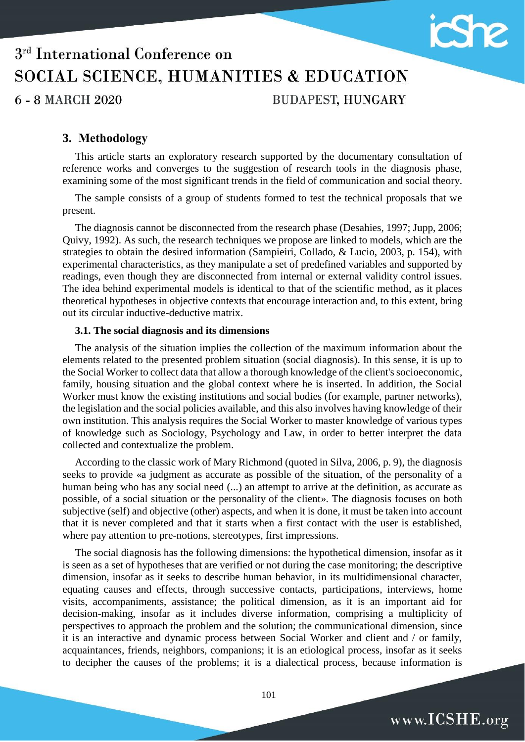## 3. Methodology

This article starts an exploratory research supported by the documentary consultation of reference works and converges to the suggestion of research tools in the diagnosis phase, examining some of the most significant trends in the field of communication and social theory.

The sample consists of a group of students formed to test the technical proposals that we present.

The diagnosis cannot be disconnected from the research phase (Desahies, 1997; Jupp, 2006; Quivy, 1992). As such, the research techniques we propose are linked to models, which are the strategies to obtain the desired information (Sampieiri, Collado, & Lucio, 2003, p. 154), with experimental characteristics, as they manipulate a set of predefined variables and supported by readings, even though they are disconnected from internal or external validity control issues. The idea behind experimental models is identical to that of the scientific method, as it places theoretical hypotheses in objective contexts that encourage interaction and, to this extent, bring out its circular inductive-deductive matrix.

### 3.1. The social diagnosis and its dimensions

The analysis of the situation implies the collection of the maximum information about the elements related to the presented problem situation (social diagnosis). In this sense, it is up to the Social Worker to collect data that allow a thorough knowledge of the client's socioeconomic, family, housing situation and the global context where he is inserted. In addition, the Social Worker must know the existing institutions and social bodies (for example, partner networks), the legislation and the social policies available, and this also involves having knowledge of their own institution. This analysis requires the Social Worker to master knowledge of various types of knowledge such as Sociology, Psychology and Law, in order to better interpret the data collected and contextualize the problem.

According to the classic work of Mary Richmond (quoted in Silva, 2006, p. 9), the diagnosis seeks to provide «a judgment as accurate as possible of the situation, of the personality of a human being who has any social need (...) an attempt to arrive at the definition, as accurate as possible, of a social situation or the personality of the client». The diagnosis focuses on both subjective (self) and objective (other) aspects, and when it is done, it must be taken into account that it is never completed and that it starts when a first contact with the user is established, where pay attention to pre-notions, stereotypes, first impressions.

The social diagnosis has the following dimensions: the hypothetical dimension, insofar as it is seen as a set of hypotheses that are verified or not during the case monitoring; the descriptive dimension, insofar as it seeks to describe human behavior, in its multidimensional character, equating causes and effects, through successive contacts, participations, interviews, home visits, accompaniments, assistance; the political dimension, as it is an important aid for decision-making, insofar as it includes diverse information, comprising a multiplicity of perspectives to approach the problem and the solution; the communicational dimension, since it is an interactive and dynamic process between Social Worker and client and / or family, acquaintances, friends, neighbors, companions; it is an etiological process, insofar as it seeks to decipher the causes of the problems; it is a dialectical process, because information is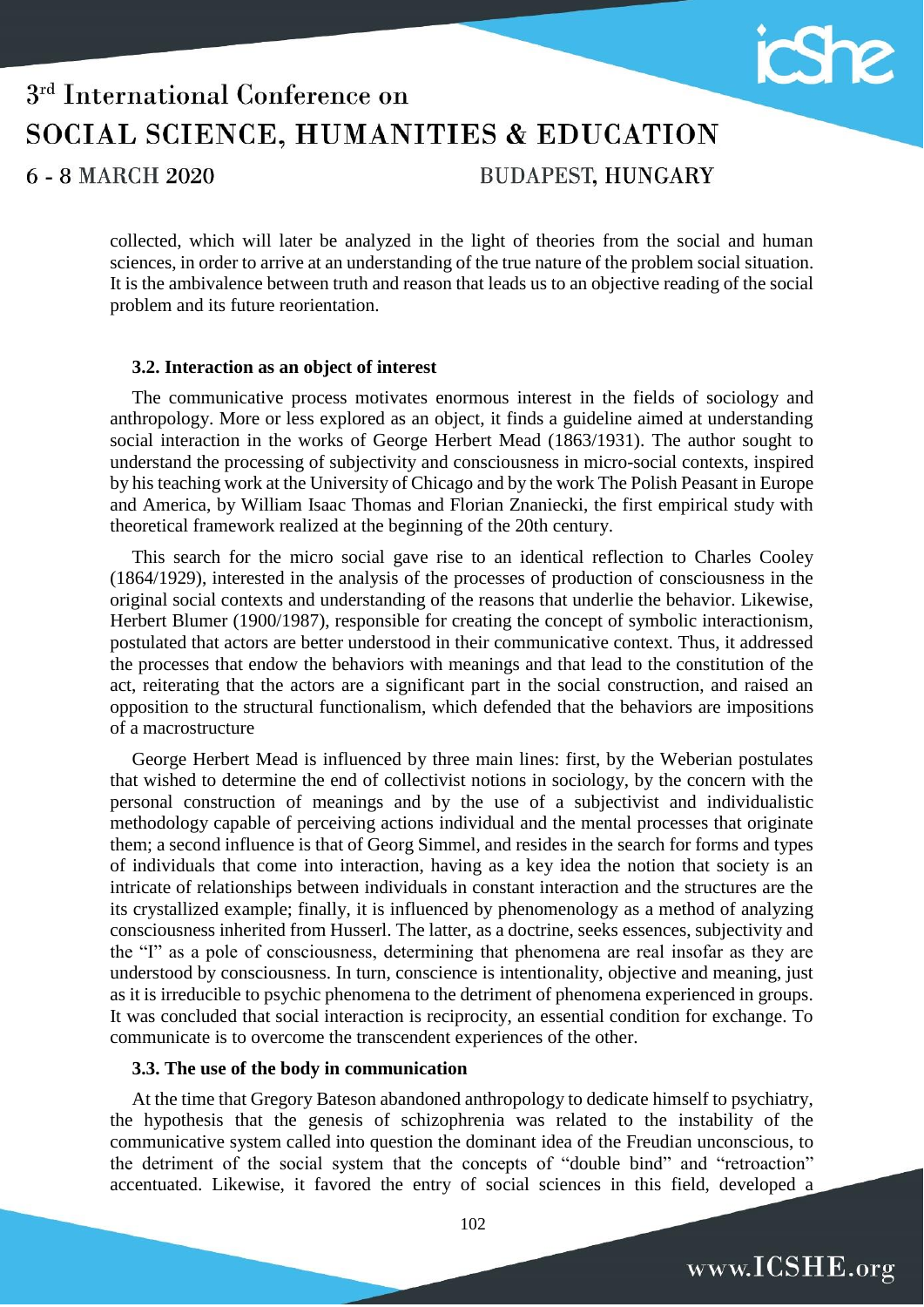collected, which will later be analyzed in the light of theories from the social and human sciences, in order to arrive at an understanding of the true nature of the problem social situation. It is the ambivalence between truth and reason that leads us to an objective reading of the social problem and its future reorientation.

### 3.2. Interaction as an object of interest

The communicative process motivates enormous interest in the fields of sociology and anthropology. More or less explored as an object, it finds a guideline aimed at understanding social interaction in the works of George Herbert Mead (1863/1931). The author sought to understand the processing of subjectivity and consciousness in micro-social contexts, inspired by his teaching work at the University of Chicago and by the work The Polish Peasant in Europe and America, by William Isaac Thomas and Florian Znaniecki, the first empirical study with theoretical framework realized at the beginning of the 20th century.

This search for the micro social gave rise to an identical reflection to Charles Cooley (1864/1929), interested in the analysis of the processes of production of consciousness in the original social contexts and understanding of the reasons that underlie the behavior. Likewise, Herbert Blumer (1900/1987), responsible for creating the concept of symbolic interactionism, postulated that actors are better understood in their communicative context. Thus, it addressed the processes that endow the behaviors with meanings and that lead to the constitution of the act, reiterating that the actors are a significant part in the social construction, and raised an opposition to the structural functionalism, which defended that the behaviors are impositions of a macrostructure

George Herbert Mead is influenced by three main lines: first, by the Weberian postulates that wished to determine the end of collectivist notions in sociology, by the concern with the personal construction of meanings and by the use of a subjectivist and individualistic methodology capable of perceiving actions individual and the mental processes that originate them; a second influence is that of Georg Simmel, and resides in the search for forms and types of individuals that come into interaction, having as a key idea the notion that society is an intricate of relationships between individuals in constant interaction and the structures are the its crystallized example; finally, it is influenced by phenomenology as a method of analyzing consciousness inherited from Husserl. The latter, as a doctrine, seeks essences, subjectivity and the "I" as a pole of consciousness, determining that phenomena are real insofar as they are understood by consciousness. In turn, conscience is intentionality, objective and meaning, just as it is irreducible to psychic phenomena to the detriment of phenomena experienced in groups. It was concluded that social interaction is reciprocity, an essential condition for exchange. To communicate is to overcome the transcendent experiences of the other.

### 3.3. The use of the body in communication

At the time that Gregory Bateson abandoned anthropology to dedicate himself to psychiatry, the hypothesis that the genesis of schizophrenia was related to the instability of the communicative system called into question the dominant idea of the Freudian unconscious, to the detriment of the social system that the concepts of "double bind" and "retroaction" accentuated. Likewise, it favored the entry of social sciences in this field, developed a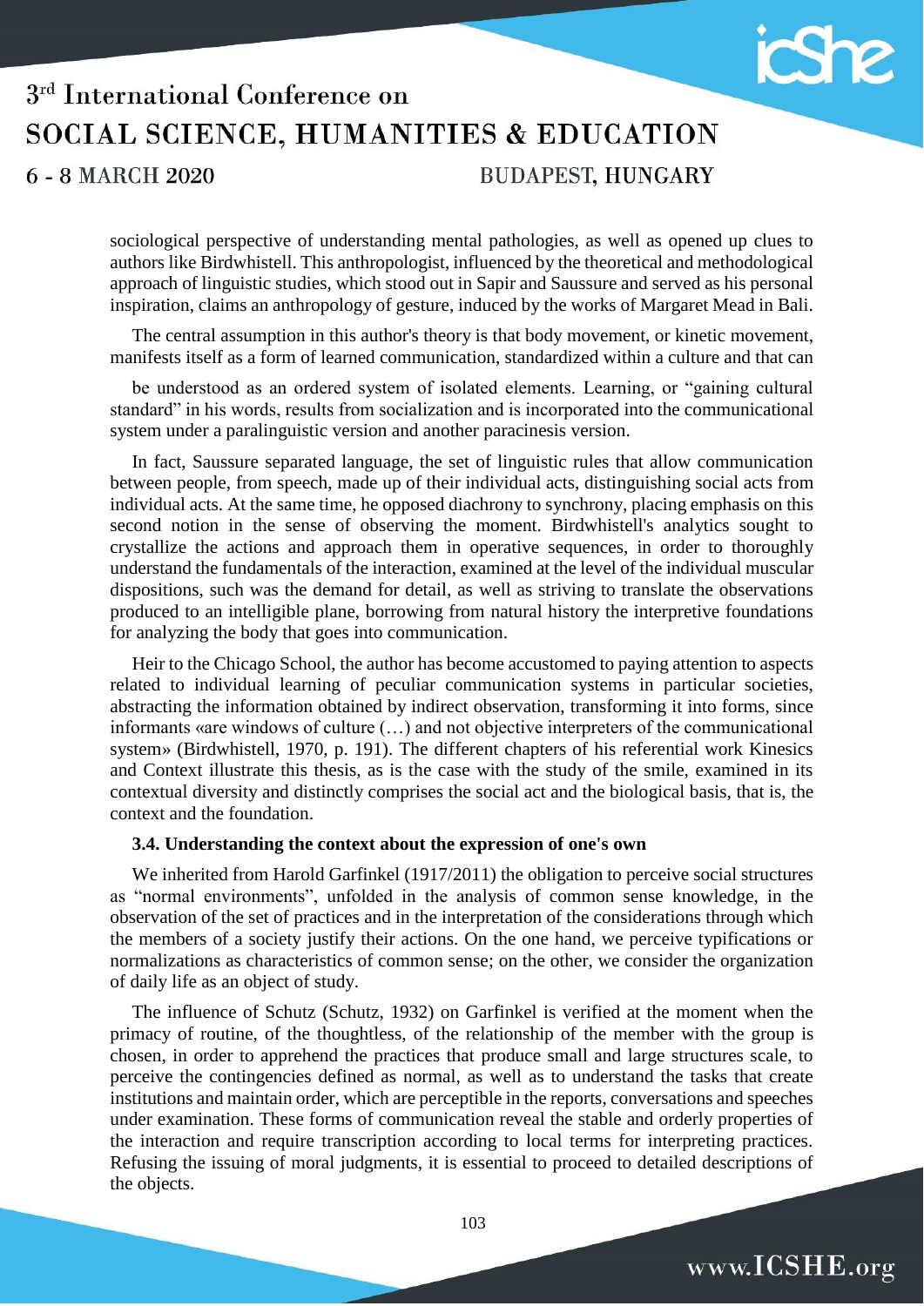sociological perspective of understanding mental pathologies, as well as opened up clues to authors like Birdwhistell. This anthropologist, influenced by the theoretical and methodological approach of linguistic studies, which stood out in Sapir and Saussure and served as his personal inspiration, claims an anthropology of gesture, induced by the works of Margaret Mead in Bali.

The central assumption in this author's theory is that body movement, or kinetic movement, manifests itself as a form of learned communication, standardized within a culture and that can be understood as an ordered system of isolated elements. Learning, or "gaining cultural standard" in his words, results from socialization and is incorporated into the communicational system under a paralinguistic version and another paracinesis version.

In fact, Saussure separated language, the set of linguistic rules that allow communication between people, from speech, made up of their individual acts, distinguishing social acts from individual acts. At the same time, he opposed diachrony to synchrony, placing emphasis on this second notion in the sense of observing the moment. Birdwhistell's analytics sought to crystallize the actions and approach them in operative sequences, in order to thoroughly understand the fundamentals of the interaction, examined at the level of the individual muscular dispositions, such was the demand for detail, as well as striving to translate the observations produced to an intelligible plane, borrowing from natural history the interpretive foundations for analyzing the body that goes into communication.

Heir to the Chicago School, the author has become accustomed to paying attention to aspects related to individual learning of peculiar communication systems in particular societies, abstracting the information obtained by indirect observation, transforming it into forms, since informants «are windows of culture (…) and not objective interpreters of the communicational system» (Birdwhistell, 1970, p. 191). The different chapters of his referential work Kinesics and Context illustrate this thesis, as is the case with the study of the smile, examined in its contextual diversity and distinctly comprises the social act and the biological basis, that is, the context and the foundation.

### 3.4. Understanding the context about the expression of one's own

We inherited from Harold Garfinkel (1917/2011) the obligation to perceive social structures as "normal environments", unfolded in the analysis of common sense knowledge, in the observation of the set of practices and in the interpretation of the considerations through which the members of a society justify their actions. On the one hand, we perceive typifications or normalizations as characteristics of common sense; on the other, we consider the organization of daily life as an object of study.

The influence of Schutz (Schutz, 1932) on Garfinkel is verified at the moment when the primacy of routine, of the thoughtless, of the relationship of the member with the group is chosen, in order to apprehend the practices that produce small and large structures scale, to perceive the contingencies defined as normal, as well as to understand the tasks that create institutions and maintain order, which are perceptible in the reports, conversations and speeches under examination. These forms of communication reveal the stable and orderly properties of the interaction and require transcription according to local terms for interpreting practices. Refusing the issuing of moral judgments, it is essential to proceed to detailed descriptions of the objects.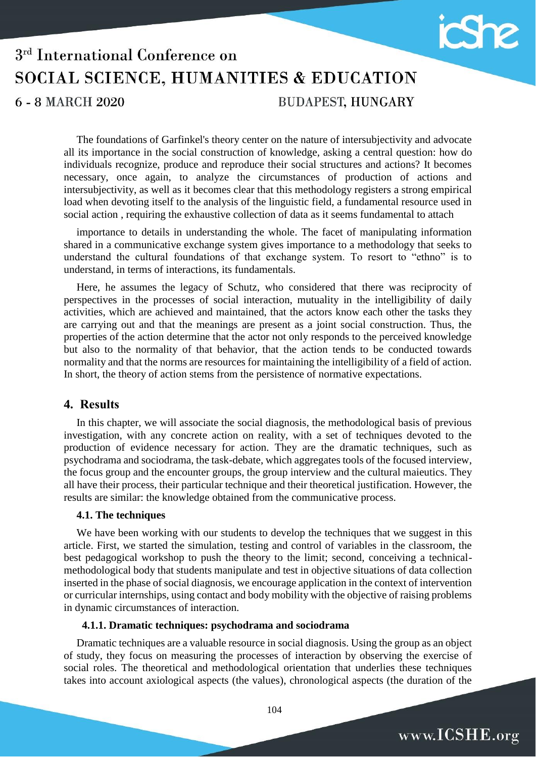The foundations of Garfinkel's theory center on the nature of intersubjectivity and advocate all its importance in the social construction of knowledge, asking a central question: how do individuals recognize, produce and reproduce their social structures and actions? It becomes necessary, once again, to analyze the circumstances of production of actions and intersubjectivity, as well as it becomes clear that this methodology registers a strong empirical load when devoting itself to the analysis of the linguistic field, a fundamental resource used in social action , requiring the exhaustive collection of data as it seems fundamental to attach

importance to details in understanding the whole. The facet of manipulating information shared in a communicative exchange system gives importance to a methodology that seeks to understand the cultural foundations of that exchange system. To resort to "ethno" is to understand, in terms of interactions, its fundamentals.

Here, he assumes the legacy of Schutz, who considered that there was reciprocity of perspectives in the processes of social interaction, mutuality in the intelligibility of daily activities, which are achieved and maintained, that the actors know each other the tasks they are carrying out and that the meanings are present as a joint social construction. Thus, the properties of the action determine that the actor not only responds to the perceived knowledge but also to the normality of that behavior, that the action tends to be conducted towards normality and that the norms are resources for maintaining the intelligibility of a field of action. In short, the theory of action stems from the persistence of normative expectations.

## 4. Results

In this chapter, we will associate the social diagnosis, the methodological basis of previous investigation, with any concrete action on reality, with a set of techniques devoted to the production of evidence necessary for action. They are the dramatic techniques, such as psychodrama and sociodrama, the task-debate, which aggregates tools of the focused interview, the focus group and the encounter groups, the group interview and the cultural maieutics. They all have their process, their particular technique and their theoretical justification. However, the results are similar: the knowledge obtained from the communicative process.

### 4.1. The techniques

We have been working with our students to develop the techniques that we suggest in this article. First, we started the simulation, testing and control of variables in the classroom, the best pedagogical workshop to push the theory to the limit; second, conceiving a technical-methodological body that students manipulate and test in objective situations of data collection inserted in the phase of social diagnosis, we encourage application in the context of intervention or curricular internships, using contact and body mobility with the objective of raising problems in dynamic circumstances of interaction.

#### 4.1.1. Dramatic techniques: psychodrama and sociodrama

Dramatic techniques are a valuable resource in social diagnosis. Using the group as an object of study, they focus on measuring the processes of interaction by observing the exercise of social roles. The theoretical and methodological orientation that underlies these techniques takes into account axiological aspects (the values), chronological aspects (the duration of the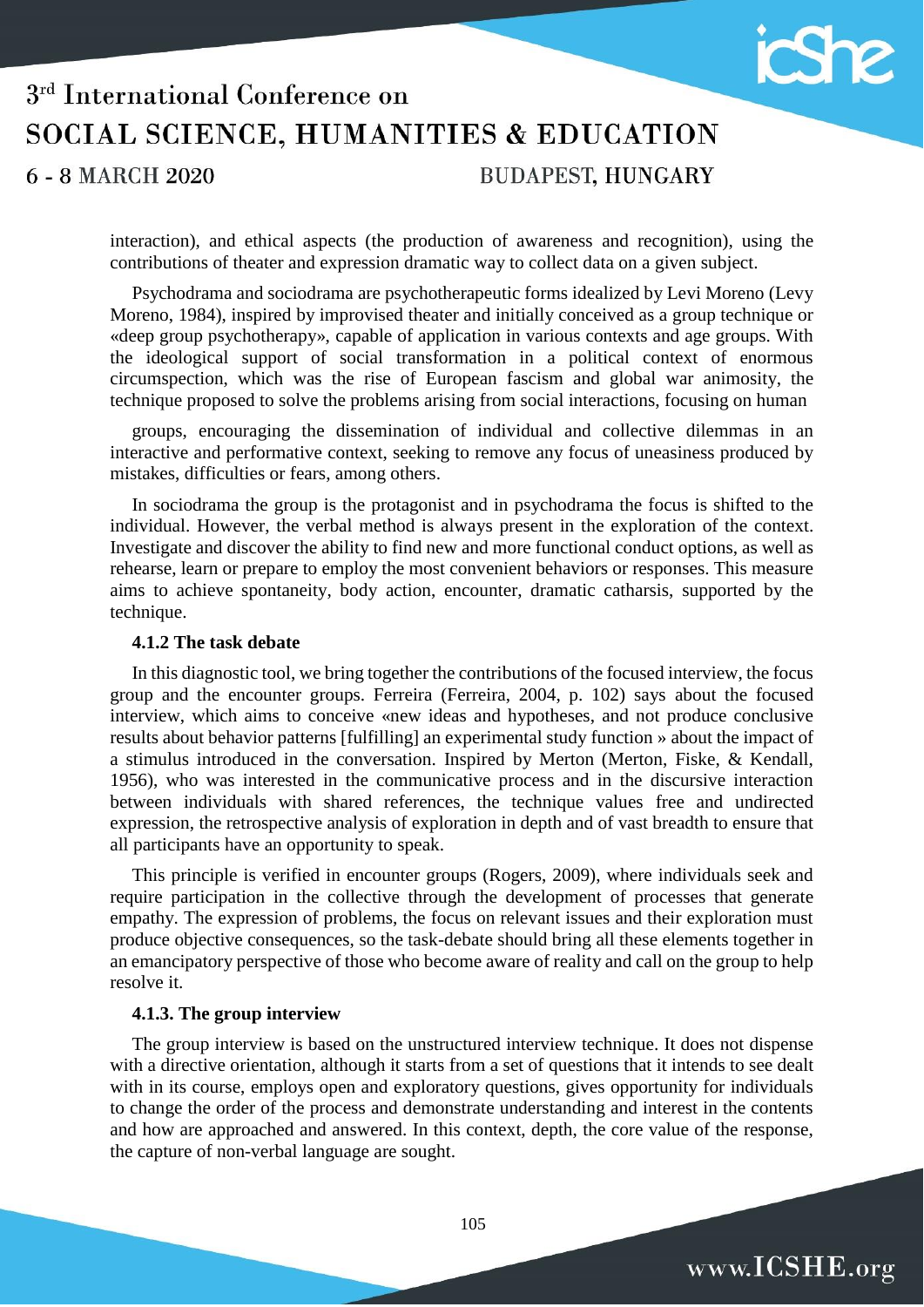interaction), and ethical aspects (the production of awareness and recognition), using the contributions of theater and expression dramatic way to collect data on a given subject.

Psychodrama and sociodrama are psychotherapeutic forms idealized by Levi Moreno (Levy Moreno, 1984), inspired by improvised theater and initially conceived as a group technique or «deep group psychotherapy», capable of application in various contexts and age groups. With the ideological support of social transformation in a political context of enormous circumspection, which was the rise of European fascism and global war animosity, the technique proposed to solve the problems arising from social interactions, focusing on human

groups, encouraging the dissemination of individual and collective dilemmas in an interactive and performative context, seeking to remove any focus of uneasiness produced by mistakes, difficulties or fears, among others.

In sociodrama the group is the protagonist and in psychodrama the focus is shifted to the individual. However, the verbal method is always present in the exploration of the context. Investigate and discover the ability to find new and more functional conduct options, as well as rehearse, learn or prepare to employ the most convenient behaviors or responses. This measure aims to achieve spontaneity, body action, encounter, dramatic catharsis, supported by the technique.

#### 4.1.2 The task debate

In this diagnostic tool, we bring together the contributions of the focused interview, the focus group and the encounter groups. Ferreira (Ferreira, 2004, p. 102) says about the focused interview, which aims to conceive «new ideas and hypotheses, and not produce conclusive results about behavior patterns [fulfilling] an experimental study function » about the impact of a stimulus introduced in the conversation. Inspired by Merton (Merton, Fiske, & Kendall, 1956), who was interested in the communicative process and in the discursive interaction between individuals with shared references, the technique values free and undirected expression, the retrospective analysis of exploration in depth and of vast breadth to ensure that all participants have an opportunity to speak.

This principle is verified in encounter groups (Rogers, 2009), where individuals seek and require participation in the collective through the development of processes that generate empathy. The expression of problems, the focus on relevant issues and their exploration must produce objective consequences, so the task-debate should bring all these elements together in an emancipatory perspective of those who become aware of reality and call on the group to help resolve it.

#### 4.1.3. The group interview

The group interview is based on the unstructured interview technique. It does not dispense with a directive orientation, although it starts from a set of questions that it intends to see dealt with in its course, employs open and exploratory questions, gives opportunity for individuals to change the order of the process and demonstrate understanding and interest in the contents and how are approached and answered. In this context, depth, the core value of the response, the capture of non-verbal language are sought.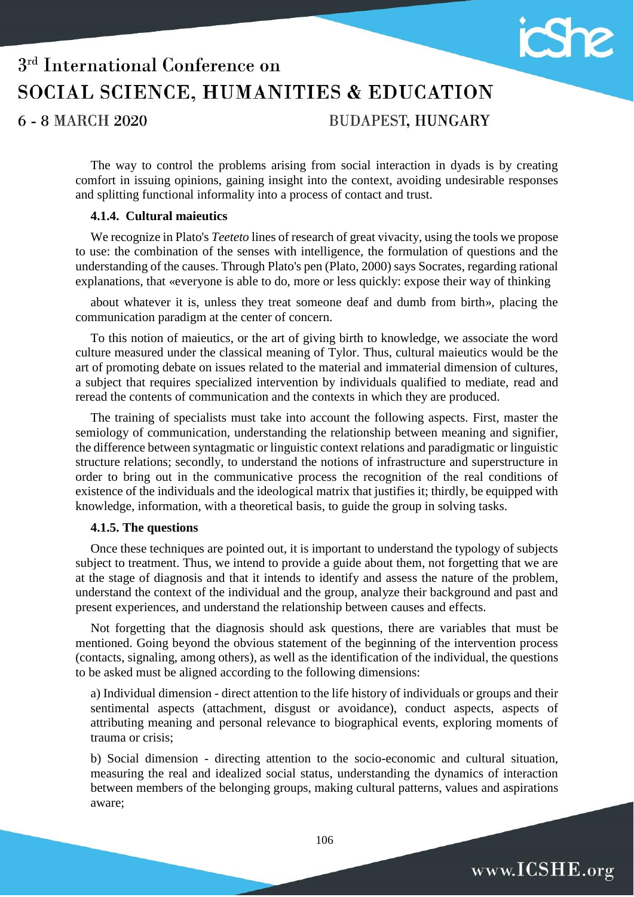The way to control the problems arising from social interaction in dyads is by creating comfort in issuing opinions, gaining insight into the context, avoiding undesirable responses and splitting functional informality into a process of contact and trust.

#### 4.1.4. Cultural maieutics

We recognize in Plato's *Teeteto* lines of research of great vivacity, using the tools we propose to use: the combination of the senses with intelligence, the formulation of questions and the understanding of the causes. Through Plato's pen (Plato, 2000) says Socrates, regarding rational explanations, that «everyone is able to do, more or less quickly: expose their way of thinking about whatever it is, unless they treat someone deaf and dumb from birth», placing the communication paradigm at the center of concern.

To this notion of maieutics, or the art of giving birth to knowledge, we associate the word culture measured under the classical meaning of Tylor. Thus, cultural maieutics would be the art of promoting debate on issues related to the material and immaterial dimension of cultures, a subject that requires specialized intervention by individuals qualified to mediate, read and reread the contents of communication and the contexts in which they are produced.

The training of specialists must take into account the following aspects. First, master the semiology of communication, understanding the relationship between meaning and signifier, the difference between syntagmatic or linguistic context relations and paradigmatic or linguistic structure relations; secondly, to understand the notions of infrastructure and superstructure in order to bring out in the communicative process the recognition of the real conditions of existence of the individuals and the ideological matrix that justifies it; thirdly, be equipped with knowledge, information, with a theoretical basis, to guide the group in solving tasks.

#### 4.1.5. The questions

Once these techniques are pointed out, it is important to understand the typology of subjects subject to treatment. Thus, we intend to provide a guide about them, not forgetting that we are at the stage of diagnosis and that it intends to identify and assess the nature of the problem, understand the context of the individual and the group, analyze their background and past and present experiences, and understand the relationship between causes and effects.

Not forgetting that the diagnosis should ask questions, there are variables that must be mentioned. Going beyond the obvious statement of the beginning of the intervention process (contacts, signaling, among others), as well as the identification of the individual, the questions to be asked must be aligned according to the following dimensions:

a) Individual dimension - direct attention to the life history of individuals or groups and their sentimental aspects (attachment, disgust or avoidance), conduct aspects, aspects of attributing meaning and personal relevance to biographical events, exploring moments of trauma or crisis;

b) Social dimension - directing attention to the socio-economic and cultural situation, measuring the real and idealized social status, understanding the dynamics of interaction between members of the belonging groups, making cultural patterns, values and aspirations aware;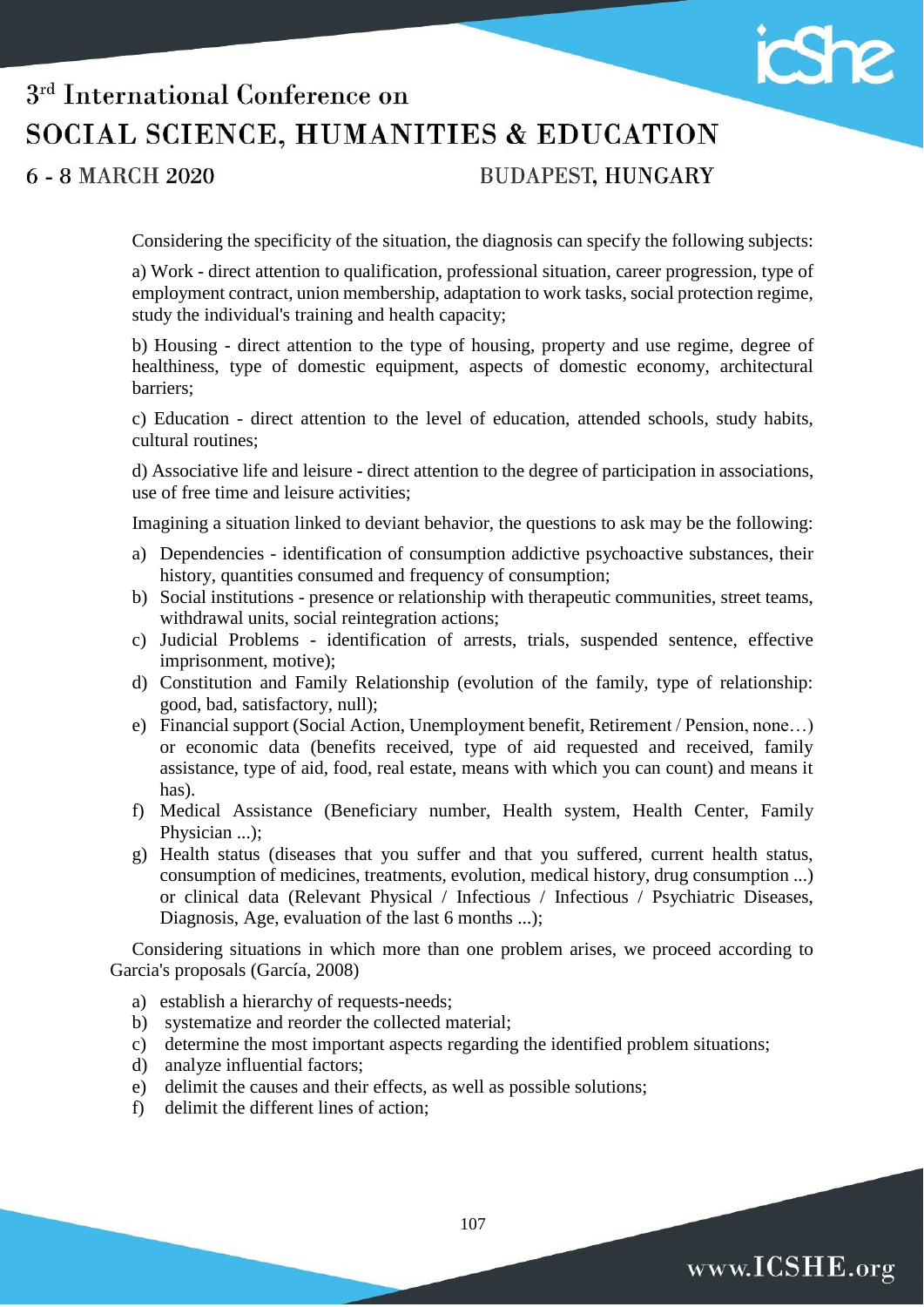Considering the specificity of the situation, the diagnosis can specify the following subjects:

a) Work - direct attention to qualification, professional situation, career progression, type of employment contract, union membership, adaptation to work tasks, social protection regime, study the individual's training and health capacity;

b) Housing - direct attention to the type of housing, property and use regime, degree of healthiness, type of domestic equipment, aspects of domestic economy, architectural barriers;

c) Education - direct attention to the level of education, attended schools, study habits, cultural routines;

d) Associative life and leisure - direct attention to the degree of participation in associations, use of free time and leisure activities;

Imagining a situation linked to deviant behavior, the questions to ask may be the following:

a) Dependencies - identification of consumption addictive psychoactive substances, their history, quantities consumed and frequency of consumption;
b) Social institutions - presence or relationship with therapeutic communities, street teams, withdrawal units, social reintegration actions;
c) Judicial Problems - identification of arrests, trials, suspended sentence, effective imprisonment, motive);
d) Constitution and Family Relationship (evolution of the family, type of relationship: good, bad, satisfactory, null);
e) Financial support (Social Action, Unemployment benefit, Retirement / Pension, none…) or economic data (benefits received, type of aid requested and received, family assistance, type of aid, food, real estate, means with which you can count) and means it has).
f) Medical Assistance (Beneficiary number, Health system, Health Center, Family Physician ...);
g) Health status (diseases that you suffer and that you suffered, current health status, consumption of medicines, treatments, evolution, medical history, drug consumption ...) or clinical data (Relevant Physical / Infectious / Infectious / Psychiatric Diseases, Diagnosis, Age, evaluation of the last 6 months ...);

Considering situations in which more than one problem arises, we proceed according to Garcia's proposals (García, 2008)

a) establish a hierarchy of requests-needs;
b) systematize and reorder the collected material;
c) determine the most important aspects regarding the identified problem situations;
d) analyze influential factors;
e) delimit the causes and their effects, as well as possible solutions;
f) delimit the different lines of action;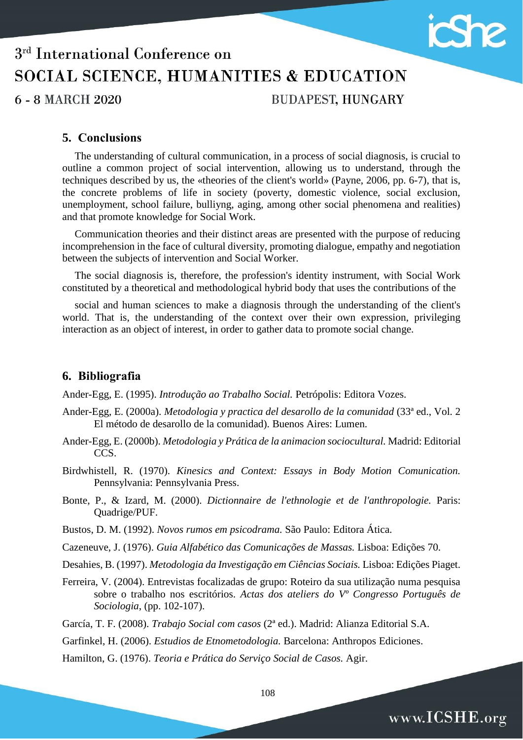## 5. Conclusions

The understanding of cultural communication, in a process of social diagnosis, is crucial to outline a common project of social intervention, allowing us to understand, through the techniques described by us, the «theories of the client's world» (Payne, 2006, pp. 6-7), that is, the concrete problems of life in society (poverty, domestic violence, social exclusion, unemployment, school failure, bulliyng, aging, among other social phenomena and realities) and that promote knowledge for Social Work.

Communication theories and their distinct areas are presented with the purpose of reducing incomprehension in the face of cultural diversity, promoting dialogue, empathy and negotiation between the subjects of intervention and Social Worker.

The social diagnosis is, therefore, the profession's identity instrument, with Social Work constituted by a theoretical and methodological hybrid body that uses the contributions of the social and human sciences to make a diagnosis through the understanding of the client's world. That is, the understanding of the context over their own expression, privileging interaction as an object of interest, in order to gather data to promote social change.

## 6. Bibliografia

Ander-Egg, E. (1995). *Introdução ao Trabalho Social.* Petrópolis: Editora Vozes.

Ander-Egg, E. (2000a). *Metodologia y practica del desarollo de la comunidad* (33ª ed., Vol. 2 El método de desarollo de la comunidad). Buenos Aires: Lumen.

Ander-Egg, E. (2000b). *Metodologia y Prática de la animacion sociocultural.* Madrid: Editorial CCS.

Birdwhistell, R. (1970). *Kinesics and Context: Essays in Body Motion Comunication.* Pennsylvania: Pennsylvania Press.

Bonte, P., & Izard, M. (2000). *Dictionnaire de l'ethnologie et de l'anthropologie.* Paris: Quadrige/PUF.

Bustos, D. M. (1992). *Novos rumos em psicodrama.* São Paulo: Editora Ática.

Cazeneuve, J. (1976). *Guia Alfabético das Comunicações de Massas.* Lisboa: Edições 70.

Desahies, B. (1997). *Metodologia da Investigação em Ciências Sociais.* Lisboa: Edições Piaget.

Ferreira, V. (2004). Entrevistas focalizadas de grupo: Roteiro da sua utilização numa pesquisa sobre o trabalho nos escritórios. *Actas dos ateliers do Vº Congresso Português de Sociologia*, (pp. 102-107).

García, T. F. (2008). *Trabajo Social com casos* (2ª ed.). Madrid: Alianza Editorial S.A.

Garfinkel, H. (2006). *Estudios de Etnometodologia.* Barcelona: Anthropos Ediciones.

Hamilton, G. (1976). *Teoria e Prática do Serviço Social de Casos.* Agir.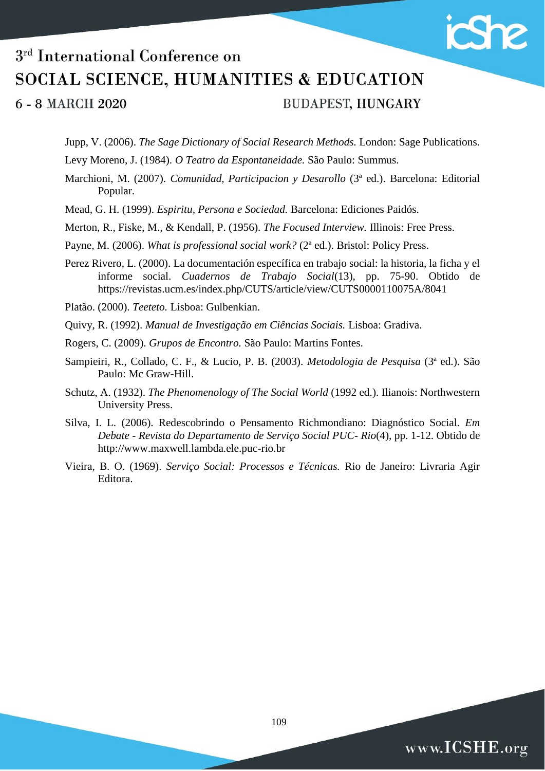Jupp, V. (2006). *The Sage Dictionary of Social Research Methods.* London: Sage Publications.

Levy Moreno, J. (1984). *O Teatro da Espontaneidade.* São Paulo: Summus.

Marchioni, M. (2007). *Comunidad, Participacion y Desarollo* (3ª ed.). Barcelona: Editorial Popular.

Mead, G. H. (1999). *Espiritu, Persona e Sociedad.* Barcelona: Ediciones Paidós.

Merton, R., Fiske, M., & Kendall, P. (1956). *The Focused Interview.* Illinois: Free Press.

Payne, M. (2006). *What is professional social work?* (2ª ed.). Bristol: Policy Press.

Perez Rivero, L. (2000). La documentación específica en trabajo social: la historia, la ficha y el informe social. *Cuadernos de Trabajo Social*(13), pp. 75-90. Obtido de https://revistas.ucm.es/index.php/CUTS/article/view/CUTS0000110075A/8041

Platão. (2000). *Teeteto.* Lisboa: Gulbenkian.

Quivy, R. (1992). *Manual de Investigação em Ciências Sociais.* Lisboa: Gradiva.

Rogers, C. (2009). *Grupos de Encontro.* São Paulo: Martins Fontes.

Sampieiri, R., Collado, C. F., & Lucio, P. B. (2003). *Metodologia de Pesquisa* (3ª ed.). São Paulo: Mc Graw-Hill.

Schutz, A. (1932). *The Phenomenology of The Social World* (1992 ed.). Ilianois: Northwestern University Press.

Silva, I. L. (2006). Redescobrindo o Pensamento Richmondiano: Diagnóstico Social. *Em Debate - Revista do Departamento de Serviço Social PUC- Rio*(4), pp. 1-12. Obtido de http://www.maxwell.lambda.ele.puc-rio.br

Vieira, B. O. (1969). *Serviço Social: Processos e Técnicas.* Rio de Janeiro: Livraria Agir Editora.